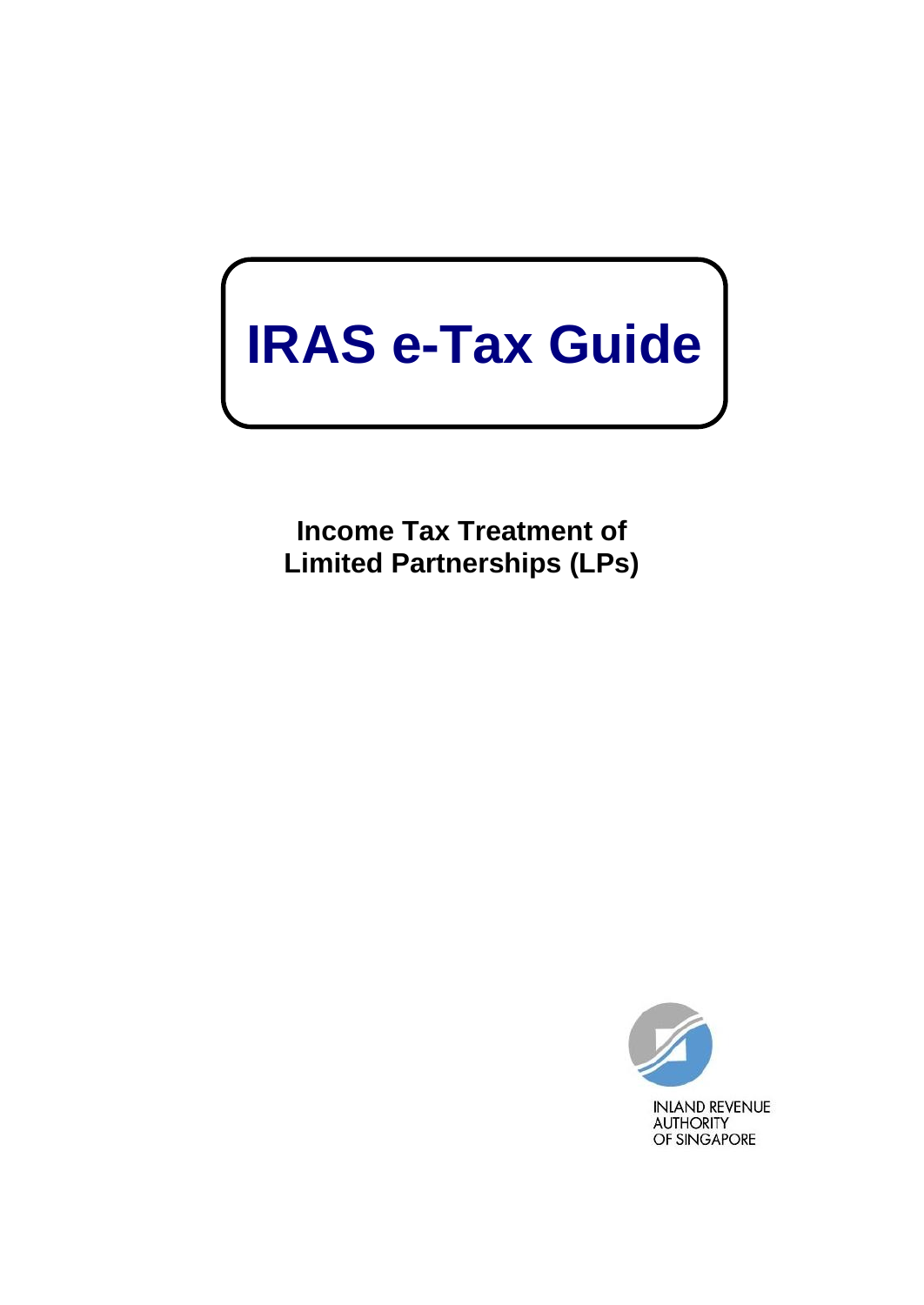# IRAS e-Tax Guide

**Income Tax Treatment of Limited Partnerships (LPs)**

INLAND REVENUE AUTHORITY OF SINGAPORE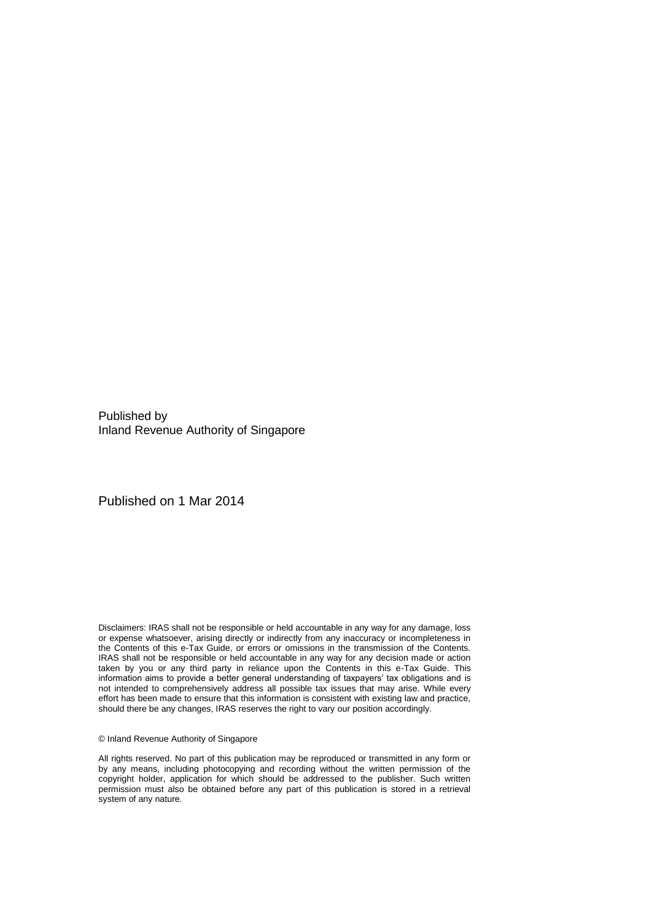Published by
Inland Revenue Authority of Singapore

Published on 1 Mar 2014

Disclaimers: IRAS shall not be responsible or held accountable in any way for any damage, loss or expense whatsoever, arising directly or indirectly from any inaccuracy or incompleteness in the Contents of this e-Tax Guide, or errors or omissions in the transmission of the Contents. IRAS shall not be responsible or held accountable in any way for any decision made or action taken by you or any third party in reliance upon the Contents in this e-Tax Guide. This information aims to provide a better general understanding of taxpayers' tax obligations and is not intended to comprehensively address all possible tax issues that may arise. While every effort has been made to ensure that this information is consistent with existing law and practice, should there be any changes, IRAS reserves the right to vary our position accordingly.

© Inland Revenue Authority of Singapore

All rights reserved. No part of this publication may be reproduced or transmitted in any form or by any means, including photocopying and recording without the written permission of the copyright holder, application for which should be addressed to the publisher. Such written permission must also be obtained before any part of this publication is stored in a retrieval system of any nature.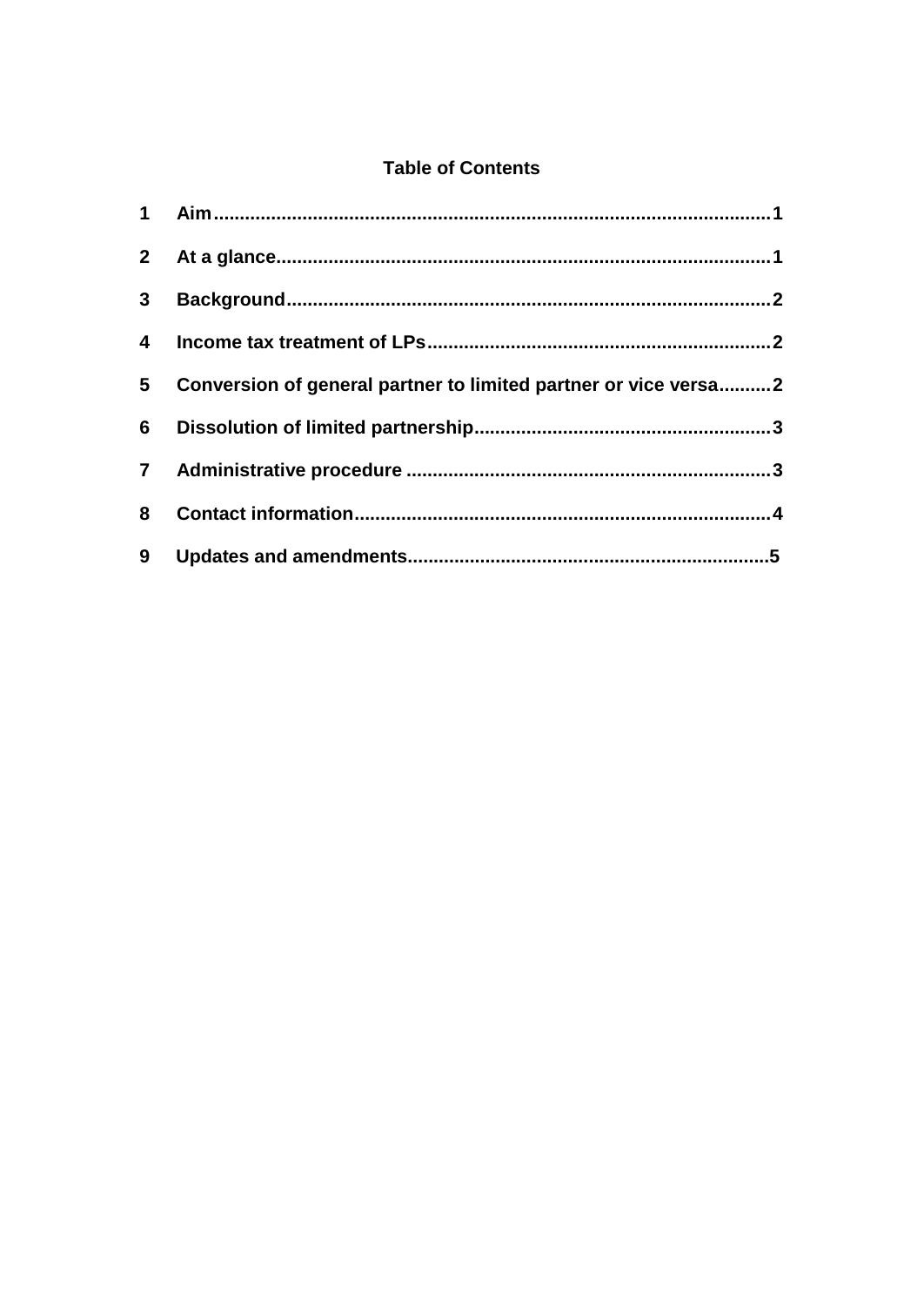# Table of Contents

1 Aim....................................................................................................1

2 At a glance..........................................................................................1

3 Background..........................................................................................2

4 Income tax treatment of LPs................................................................2

5 Conversion of general partner to limited partner or vice versa..........2

6 Dissolution of limited partnership........................................................3

7 Administrative procedure .....................................................................3

8 Contact information..............................................................................4

9 Updates and amendments....................................................................5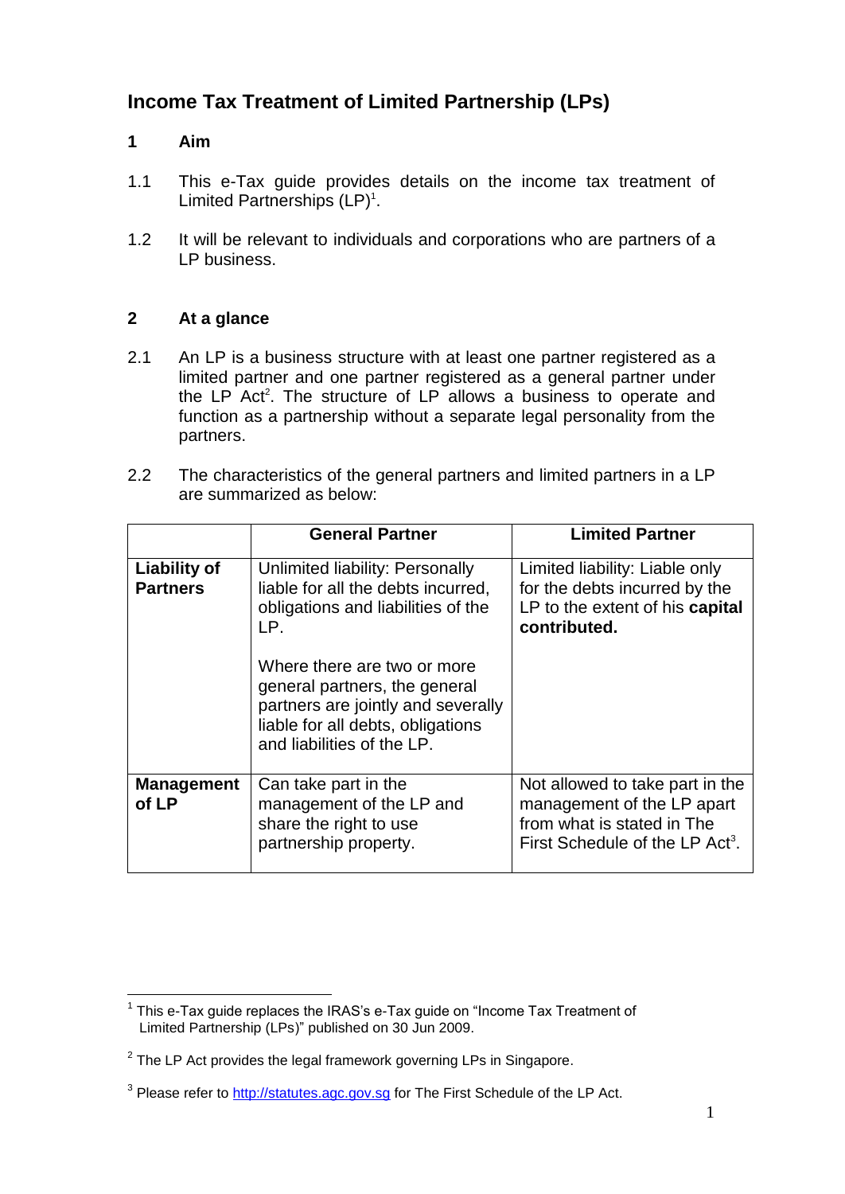# Income Tax Treatment of Limited Partnership (LPs)

## 1 Aim

1.1 This e-Tax guide provides details on the income tax treatment of Limited Partnerships (LP)[1].

1.2 It will be relevant to individuals and corporations who are partners of a LP business.

## 2 At a glance

2.1 An LP is a business structure with at least one partner registered as a limited partner and one partner registered as a general partner under the LP Act[2]. The structure of LP allows a business to operate and function as a partnership without a separate legal personality from the partners.

2.2 The characteristics of the general partners and limited partners in a LP are summarized as below:

| | General Partner | Limited Partner |
|---|---|---|
| **Liability of Partners** | Unlimited liability: Personally liable for all the debts incurred, obligations and liabilities of the LP.<br><br>Where there are two or more general partners, the general partners are jointly and severally liable for all debts, obligations and liabilities of the LP. | Limited liability: Liable only for the debts incurred by the LP to the extent of his **capital contributed.** |
| **Management of LP** | Can take part in the management of the LP and share the right to use partnership property. | Not allowed to take part in the management of the LP apart from what is stated in The First Schedule of the LP Act[3]. |

[1] This e-Tax guide replaces the IRAS's e-Tax guide on "Income Tax Treatment of Limited Partnership (LPs)" published on 30 Jun 2009.

[2] The LP Act provides the legal framework governing LPs in Singapore.

[3] Please refer to http://statutes.agc.gov.sg for The First Schedule of the LP Act.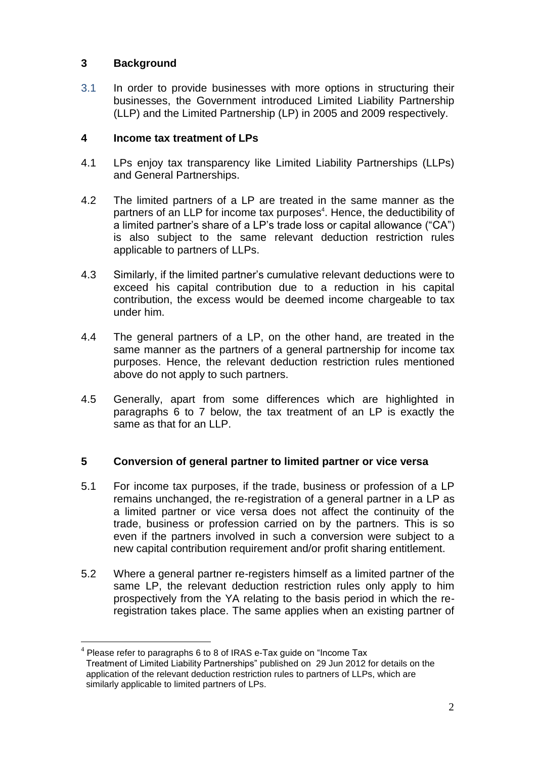## 3 Background

3.1 In order to provide businesses with more options in structuring their businesses, the Government introduced Limited Liability Partnership (LLP) and the Limited Partnership (LP) in 2005 and 2009 respectively.

## 4 Income tax treatment of LPs

4.1 LPs enjoy tax transparency like Limited Liability Partnerships (LLPs) and General Partnerships.

4.2 The limited partners of a LP are treated in the same manner as the partners of an LLP for income tax purposes[4]. Hence, the deductibility of a limited partner's share of a LP's trade loss or capital allowance ("CA") is also subject to the same relevant deduction restriction rules applicable to partners of LLPs.

4.3 Similarly, if the limited partner's cumulative relevant deductions were to exceed his capital contribution due to a reduction in his capital contribution, the excess would be deemed income chargeable to tax under him.

4.4 The general partners of a LP, on the other hand, are treated in the same manner as the partners of a general partnership for income tax purposes. Hence, the relevant deduction restriction rules mentioned above do not apply to such partners.

4.5 Generally, apart from some differences which are highlighted in paragraphs 6 to 7 below, the tax treatment of an LP is exactly the same as that for an LLP.

## 5 Conversion of general partner to limited partner or vice versa

5.1 For income tax purposes, if the trade, business or profession of a LP remains unchanged, the re-registration of a general partner in a LP as a limited partner or vice versa does not affect the continuity of the trade, business or profession carried on by the partners. This is so even if the partners involved in such a conversion were subject to a new capital contribution requirement and/or profit sharing entitlement.

5.2 Where a general partner re-registers himself as a limited partner of the same LP, the relevant deduction restriction rules only apply to him prospectively from the YA relating to the basis period in which the re-registration takes place. The same applies when an existing partner of

---

[4] Please refer to paragraphs 6 to 8 of IRAS e-Tax guide on "Income Tax Treatment of Limited Liability Partnerships" published on 29 Jun 2012 for details on the application of the relevant deduction restriction rules to partners of LLPs, which are similarly applicable to limited partners of LPs.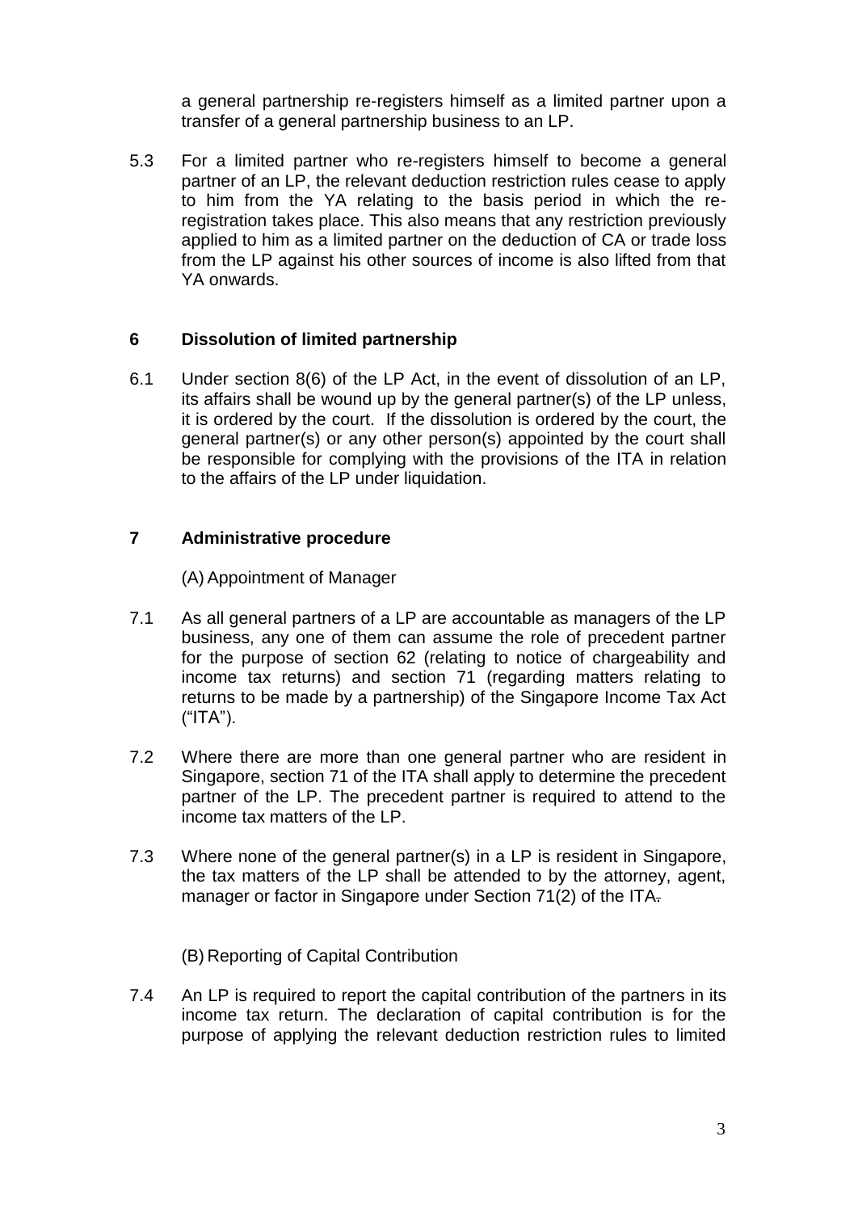a general partnership re-registers himself as a limited partner upon a transfer of a general partnership business to an LP.

5.3 For a limited partner who re-registers himself to become a general partner of an LP, the relevant deduction restriction rules cease to apply to him from the YA relating to the basis period in which the re-registration takes place. This also means that any restriction previously applied to him as a limited partner on the deduction of CA or trade loss from the LP against his other sources of income is also lifted from that YA onwards.

## 6 Dissolution of limited partnership

6.1 Under section 8(6) of the LP Act, in the event of dissolution of an LP, its affairs shall be wound up by the general partner(s) of the LP unless, it is ordered by the court. If the dissolution is ordered by the court, the general partner(s) or any other person(s) appointed by the court shall be responsible for complying with the provisions of the ITA in relation to the affairs of the LP under liquidation.

## 7 Administrative procedure

(A) Appointment of Manager

7.1 As all general partners of a LP are accountable as managers of the LP business, any one of them can assume the role of precedent partner for the purpose of section 62 (relating to notice of chargeability and income tax returns) and section 71 (regarding matters relating to returns to be made by a partnership) of the Singapore Income Tax Act ("ITA").

7.2 Where there are more than one general partner who are resident in Singapore, section 71 of the ITA shall apply to determine the precedent partner of the LP. The precedent partner is required to attend to the income tax matters of the LP.

7.3 Where none of the general partner(s) in a LP is resident in Singapore, the tax matters of the LP shall be attended to by the attorney, agent, manager or factor in Singapore under Section 71(2) of the ITA.

(B) Reporting of Capital Contribution

7.4 An LP is required to report the capital contribution of the partners in its income tax return. The declaration of capital contribution is for the purpose of applying the relevant deduction restriction rules to limited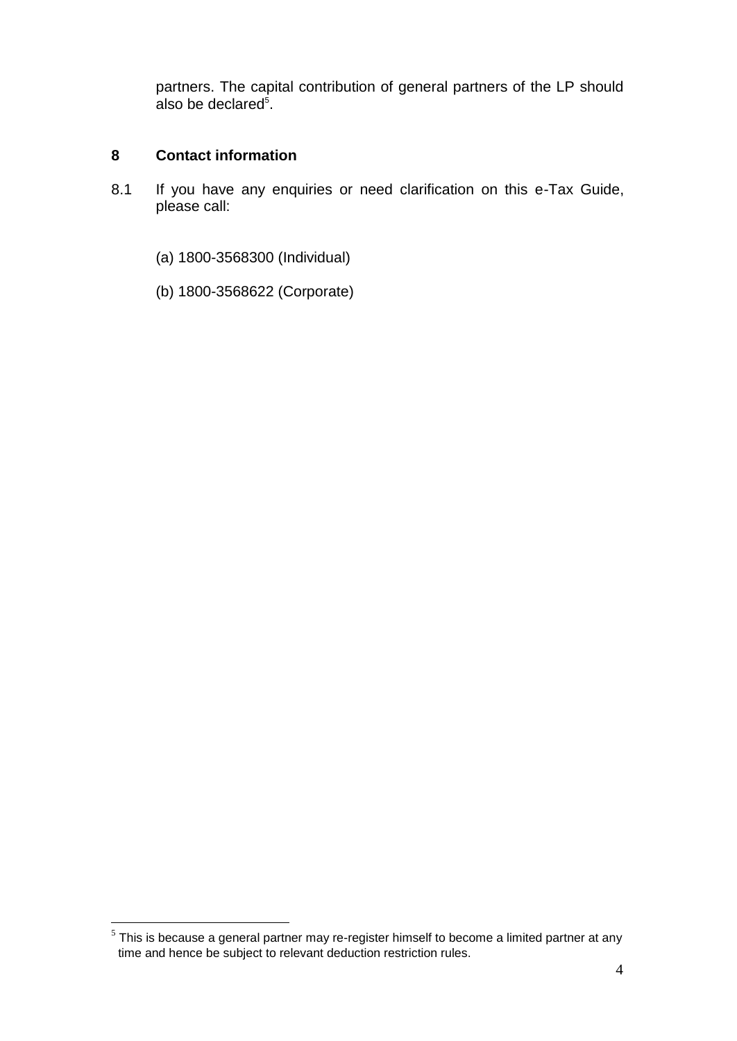partners. The capital contribution of general partners of the LP should also be declared[5].

## 8 Contact information

8.1 If you have any enquiries or need clarification on this e-Tax Guide, please call:

(a) 1800-3568300 (Individual)

(b) 1800-3568622 (Corporate)

---

[5] This is because a general partner may re-register himself to become a limited partner at any time and hence be subject to relevant deduction restriction rules.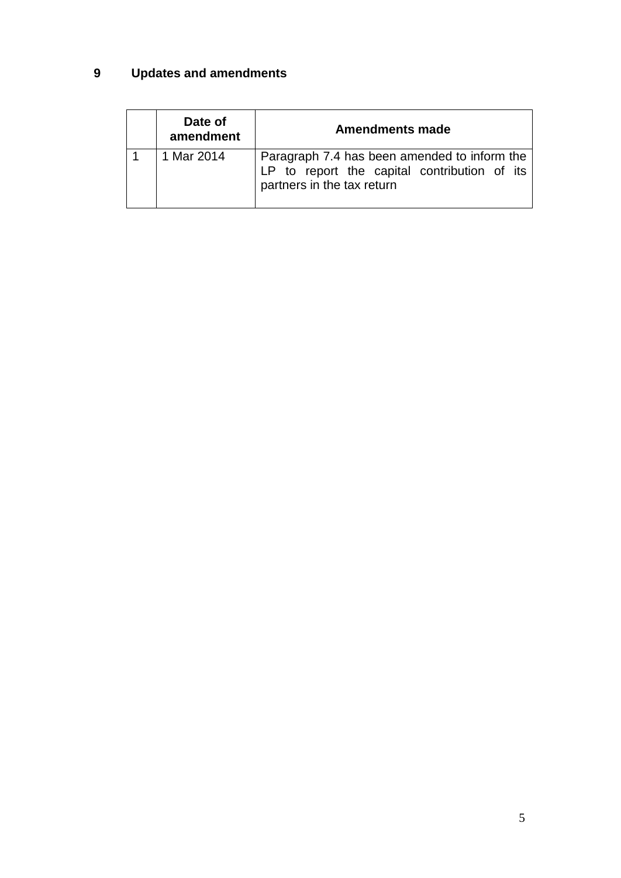## 9 Updates and amendments

| | Date of amendment | Amendments made |
|---|---|---|
| 1 | 1 Mar 2014 | Paragraph 7.4 has been amended to inform the LP to report the capital contribution of its partners in the tax return |